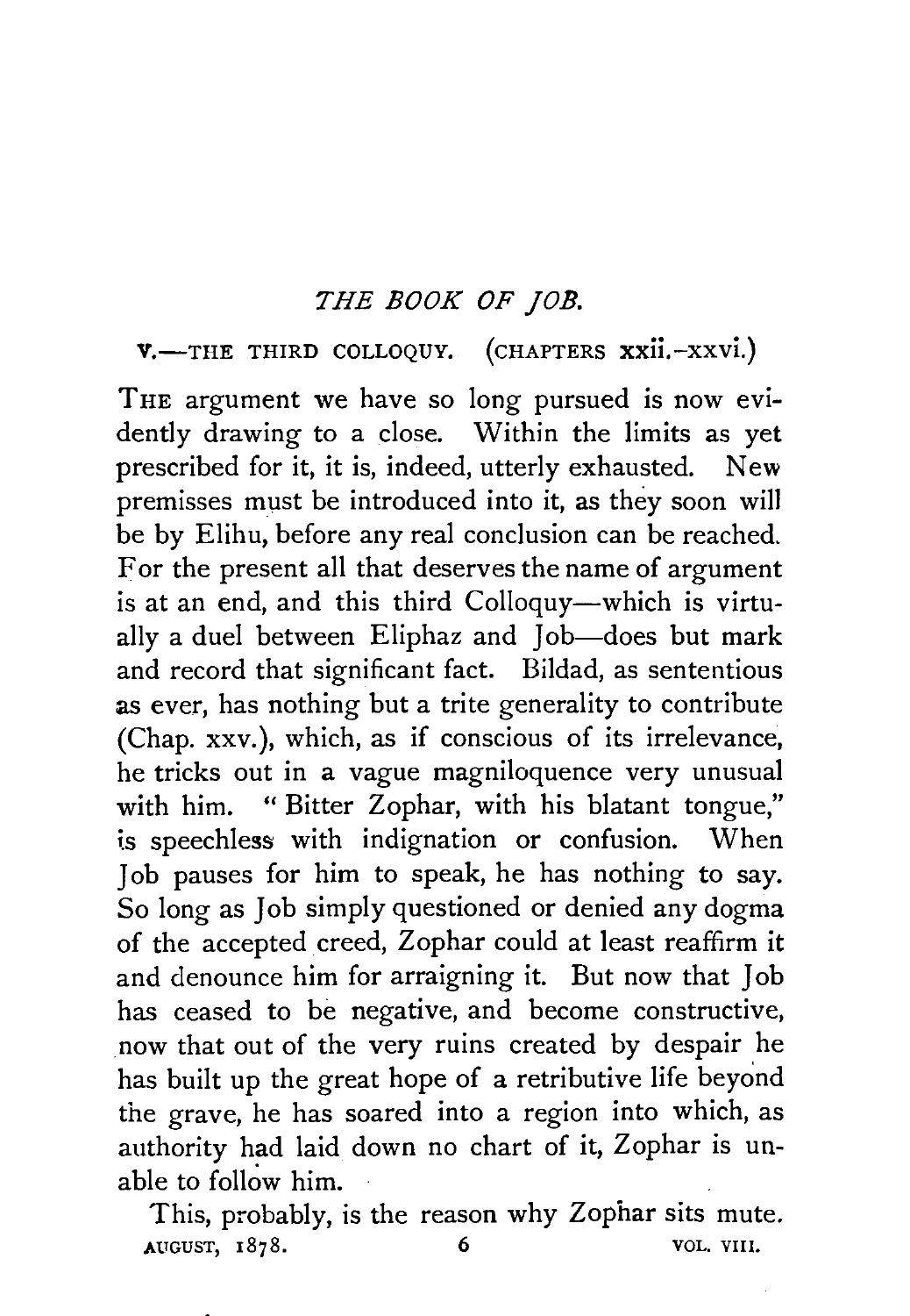# *THE BOOK OF JOB.*

## V.—THE THIRD COLLOQUY. (CHAPTERS xxii.–xxvi.)

THE argument we have so long pursued is now evidently drawing to a close. Within the limits as yet prescribed for it, it is, indeed, utterly exhausted. New premisses must be introduced into it, as they soon will be by Elihu, before any real conclusion can be reached. For the present all that deserves the name of argument is at an end, and this third Colloquy—which is virtually a duel between Eliphaz and Job—does but mark and record that significant fact. Bildad, as sententious as ever, has nothing but a trite generality to contribute (Chap. xxv.), which, as if conscious of its irrelevance, he tricks out in a vague magniloquence very unusual with him. "Bitter Zophar, with his blatant tongue," is speechless with indignation or confusion. When Job pauses for him to speak, he has nothing to say. So long as Job simply questioned or denied any dogma of the accepted creed, Zophar could at least reaffirm it and denounce him for arraigning it. But now that Job has ceased to be negative, and become constructive, now that out of the very ruins created by despair he has built up the great hope of a retributive life beyond the grave, he has soared into a region into which, as authority had laid down no chart of it, Zophar is unable to follow him.

This, probably, is the reason why Zophar sits mute.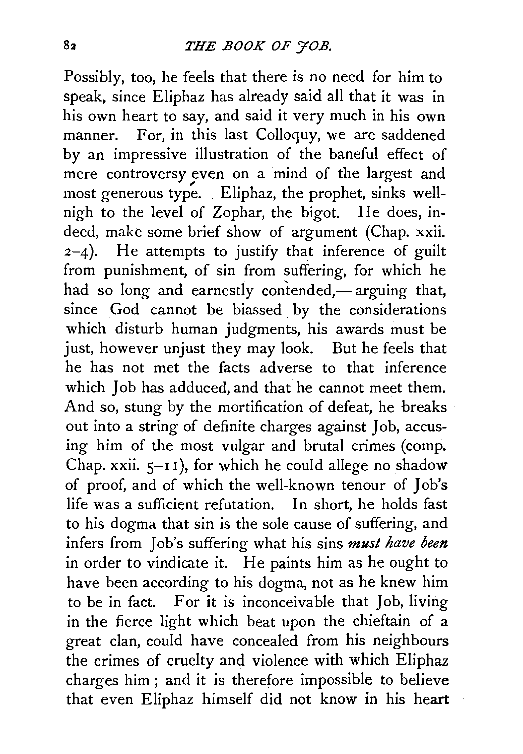Possibly, too, he feels that there is no need for him to speak, since Eliphaz has already said all that it was in his own heart to say, and said it very much in his own manner. For, in this last Colloquy, we are saddened by an impressive illustration of the baneful effect of mere controversy even on a mind of the largest and most generous type. Eliphaz, the prophet, sinks well-nigh to the level of Zophar, the bigot. He does, indeed, make some brief show of argument (Chap. xxii. 2–4). He attempts to justify that inference of guilt from punishment, of sin from suffering, for which he had so long and earnestly contended,—arguing that, since God cannot be biassed by the considerations which disturb human judgments, his awards must be just, however unjust they may look. But he feels that he has not met the facts adverse to that inference which Job has adduced, and that he cannot meet them. And so, stung by the mortification of defeat, he breaks out into a string of definite charges against Job, accusing him of the most vulgar and brutal crimes (comp. Chap. xxii. 5–11), for which he could allege no shadow of proof, and of which the well-known tenour of Job's life was a sufficient refutation. In short, he holds fast to his dogma that sin is the sole cause of suffering, and infers from Job's suffering what his sins ***must have been*** in order to vindicate it. He paints him as he ought to have been according to his dogma, not as he knew him to be in fact. For it is inconceivable that Job, living in the fierce light which beat upon the chieftain of a great clan, could have concealed from his neighbours the crimes of cruelty and violence with which Eliphaz charges him; and it is therefore impossible to believe that even Eliphaz himself did not know in his heart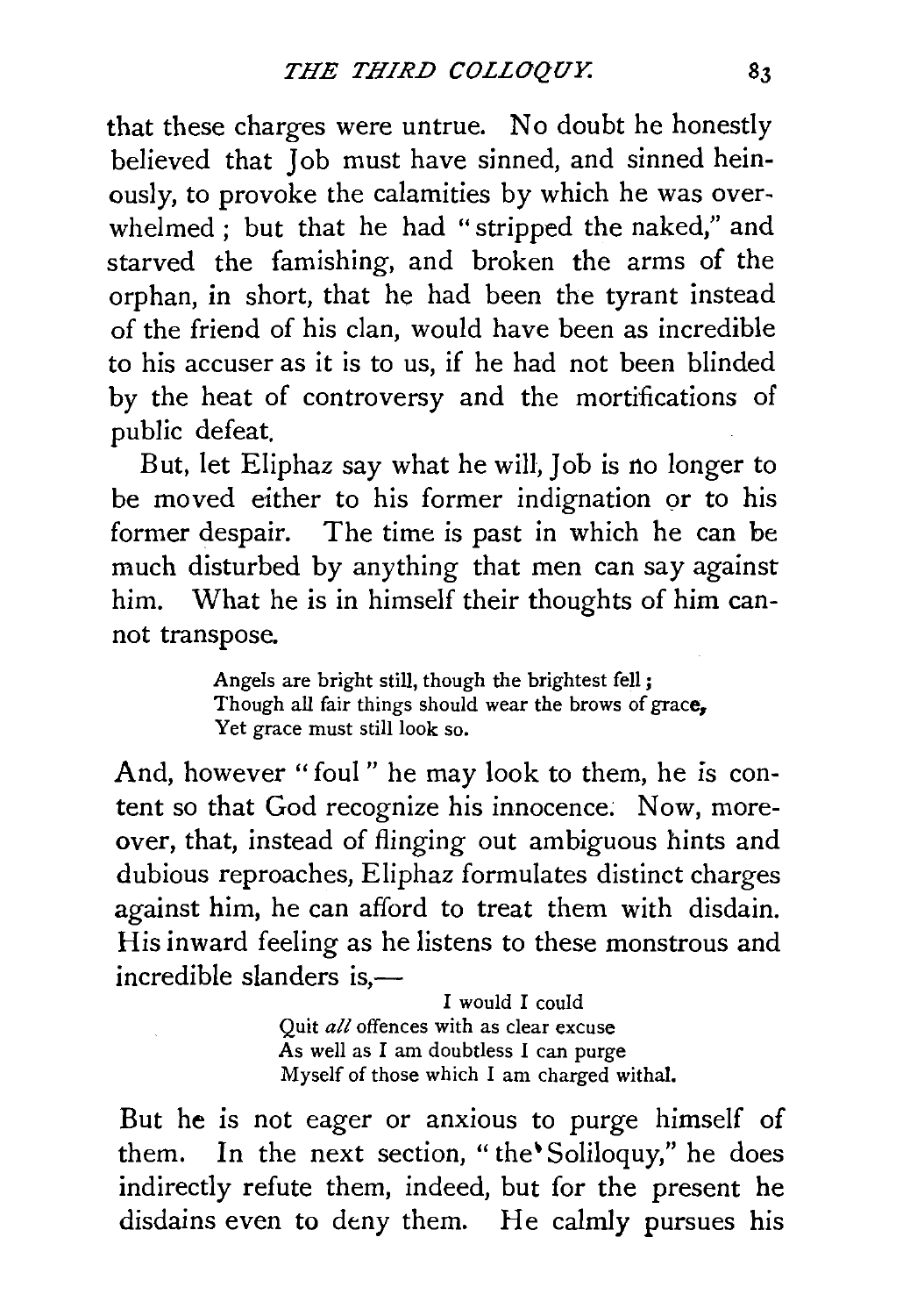that these charges were untrue. No doubt he honestly believed that Job must have sinned, and sinned heinously, to provoke the calamities by which he was overwhelmed; but that he had "stripped the naked," and starved the famishing, and broken the arms of the orphan, in short, that he had been the tyrant instead of the friend of his clan, would have been as incredible to his accuser as it is to us, if he had not been blinded by the heat of controversy and the mortifications of public defeat.

But, let Eliphaz say what he will, Job is no longer to be moved either to his former indignation or to his former despair. The time is past in which he can be much disturbed by anything that men can say against him. What he is in himself their thoughts of him cannot transpose.

> Angels are bright still, though the brightest fell;
> Though all fair things should wear the brows of grace,
> Yet grace must still look so.

And, however "foul" he may look to them, he is content so that God recognize his innocence. Now, moreover, that, instead of flinging out ambiguous hints and dubious reproaches, Eliphaz formulates distinct charges against him, he can afford to treat them with disdain. His inward feeling as he listens to these monstrous and incredible slanders is,—

> I would I could
> Quit *all* offences with as clear excuse
> As well as I am doubtless I can purge
> Myself of those which I am charged withal.

But he is not eager or anxious to purge himself of them. In the next section, "the Soliloquy," he does indirectly refute them, indeed, but for the present he disdains even to deny them. He calmly pursues his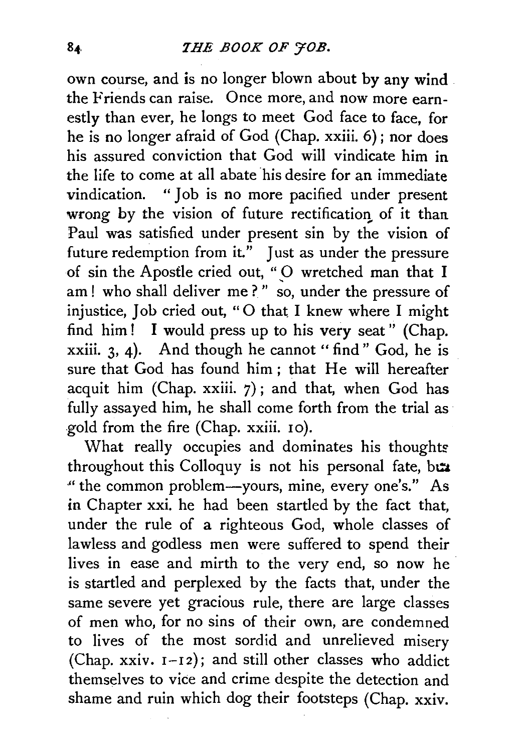own course, and is no longer blown about by any wind the Friends can raise. Once more, and now more earnestly than ever, he longs to meet God face to face, for he is no longer afraid of God (Chap. xxiii. 6); nor does his assured conviction that God will vindicate him in the life to come at all abate his desire for an immediate vindication. "Job is no more pacified under present wrong by the vision of future rectification of it than Paul was satisfied under present sin by the vision of future redemption from it." Just as under the pressure of sin the Apostle cried out, "O wretched man that I am! who shall deliver me?" so, under the pressure of injustice, Job cried out, "O that I knew where I might find him! I would press up to his very seat" (Chap. xxiii. 3, 4). And though he cannot "find" God, he is sure that God has found him; that He will hereafter acquit him (Chap. xxiii. 7); and that, when God has fully assayed him, he shall come forth from the trial as gold from the fire (Chap. xxiii. 10).

What really occupies and dominates his thoughts throughout this Colloquy is not his personal fate, but "the common problem—yours, mine, every one's." As in Chapter xxi. he had been startled by the fact that, under the rule of a righteous God, whole classes of lawless and godless men were suffered to spend their lives in ease and mirth to the very end, so now he is startled and perplexed by the facts that, under the same severe yet gracious rule, there are large classes of men who, for no sins of their own, are condemned to lives of the most sordid and unrelieved misery (Chap. xxiv. 1–12); and still other classes who addict themselves to vice and crime despite the detection and shame and ruin which dog their footsteps (Chap. xxiv.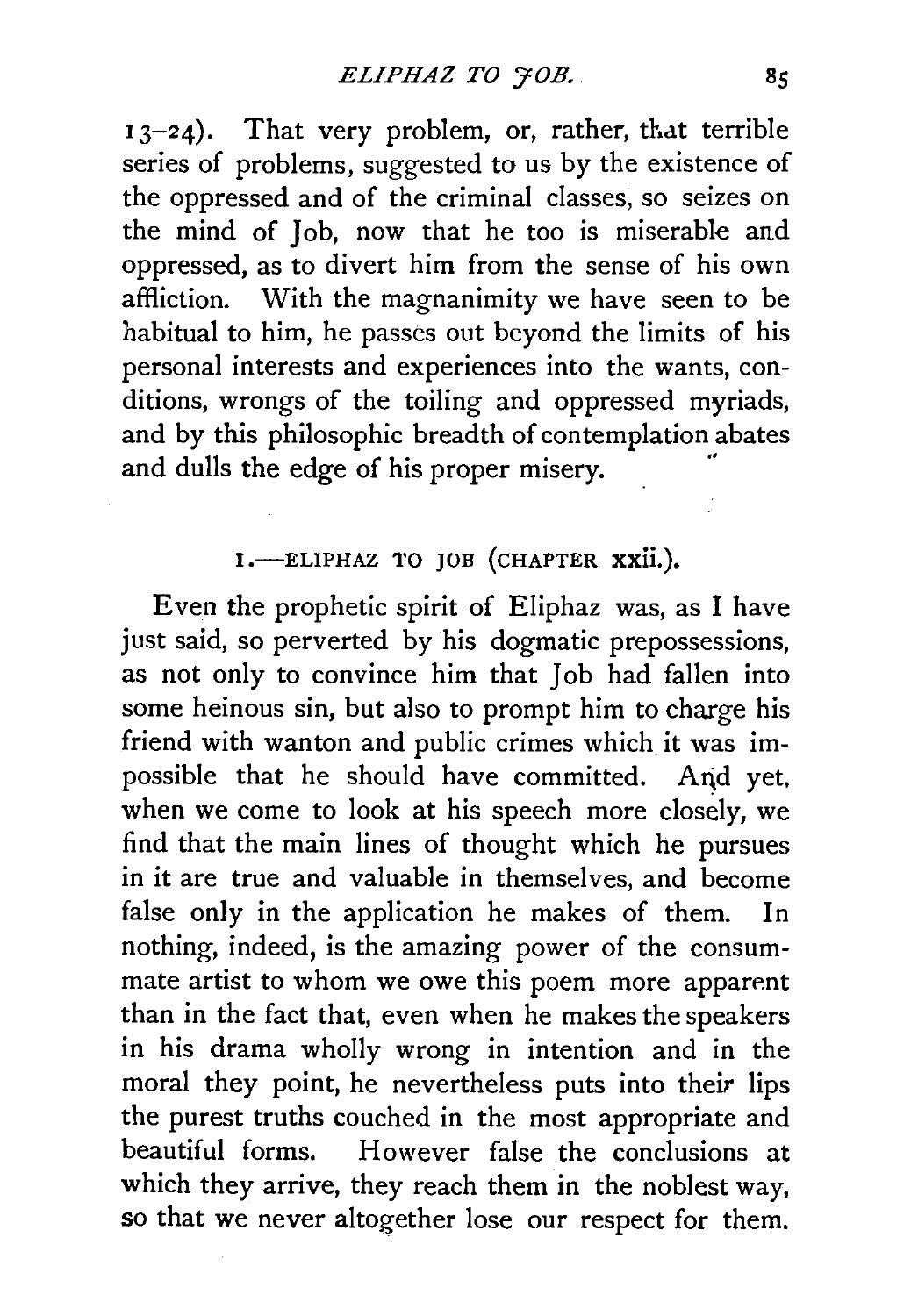13–24). That very problem, or, rather, that terrible series of problems, suggested to us by the existence of the oppressed and of the criminal classes, so seizes on the mind of Job, now that he too is miserable and oppressed, as to divert him from the sense of his own affliction. With the magnanimity we have seen to be habitual to him, he passes out beyond the limits of his personal interests and experiences into the wants, conditions, wrongs of the toiling and oppressed myriads, and by this philosophic breadth of contemplation abates and dulls the edge of his proper misery.

## I.—ELIPHAZ TO JOB (CHAPTER xxii.).

Even the prophetic spirit of Eliphaz was, as I have just said, so perverted by his dogmatic prepossessions, as not only to convince him that Job had fallen into some heinous sin, but also to prompt him to charge his friend with wanton and public crimes which it was impossible that he should have committed. And yet, when we come to look at his speech more closely, we find that the main lines of thought which he pursues in it are true and valuable in themselves, and become false only in the application he makes of them. In nothing, indeed, is the amazing power of the consummate artist to whom we owe this poem more apparent than in the fact that, even when he makes the speakers in his drama wholly wrong in intention and in the moral they point, he nevertheless puts into their lips the purest truths couched in the most appropriate and beautiful forms. However false the conclusions at which they arrive, they reach them in the noblest way, so that we never altogether lose our respect for them.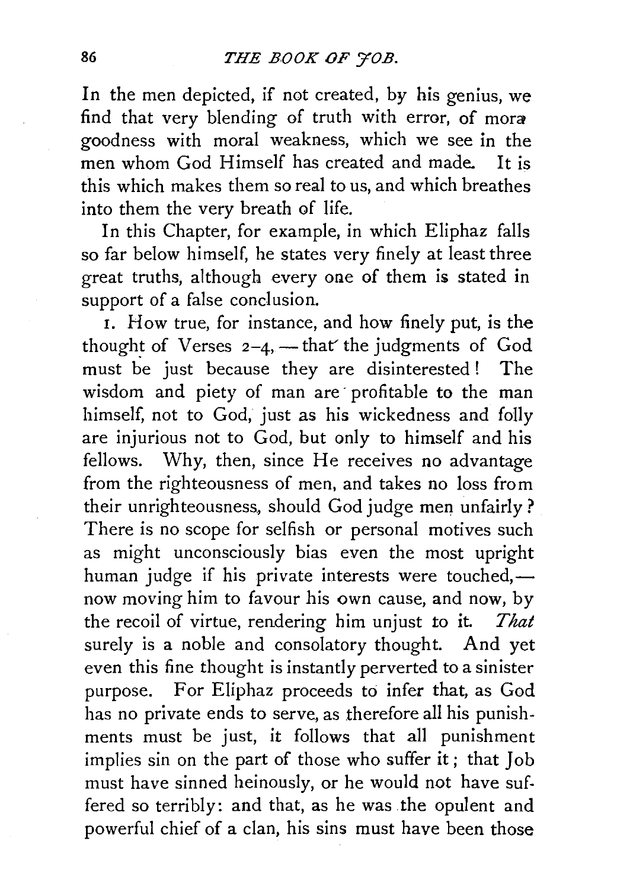In the men depicted, if not created, by his genius, we find that very blending of truth with error, of mora goodness with moral weakness, which we see in the men whom God Himself has created and made. It is this which makes them so real to us, and which breathes into them the very breath of life.

In this Chapter, for example, in which Eliphaz falls so far below himself, he states very finely at least three great truths, although every one of them is stated in support of a false conclusion.

1. How true, for instance, and how finely put, is the thought of Verses 2–4, — that the judgments of God must be just because they are disinterested! The wisdom and piety of man are profitable to the man himself, not to God, just as his wickedness and folly are injurious not to God, but only to himself and his fellows. Why, then, since He receives no advantage from the righteousness of men, and takes no loss from their unrighteousness, should God judge men unfairly? There is no scope for selfish or personal motives such as might unconsciously bias even the most upright human judge if his private interests were touched,— now moving him to favour his own cause, and now, by the recoil of virtue, rendering him unjust to it. *That* surely is a noble and consolatory thought. And yet even this fine thought is instantly perverted to a sinister purpose. For Eliphaz proceeds to infer that, as God has no private ends to serve, as therefore all his punishments must be just, it follows that all punishment implies sin on the part of those who suffer it; that Job must have sinned heinously, or he would not have suffered so terribly: and that, as he was the opulent and powerful chief of a clan, his sins must have been those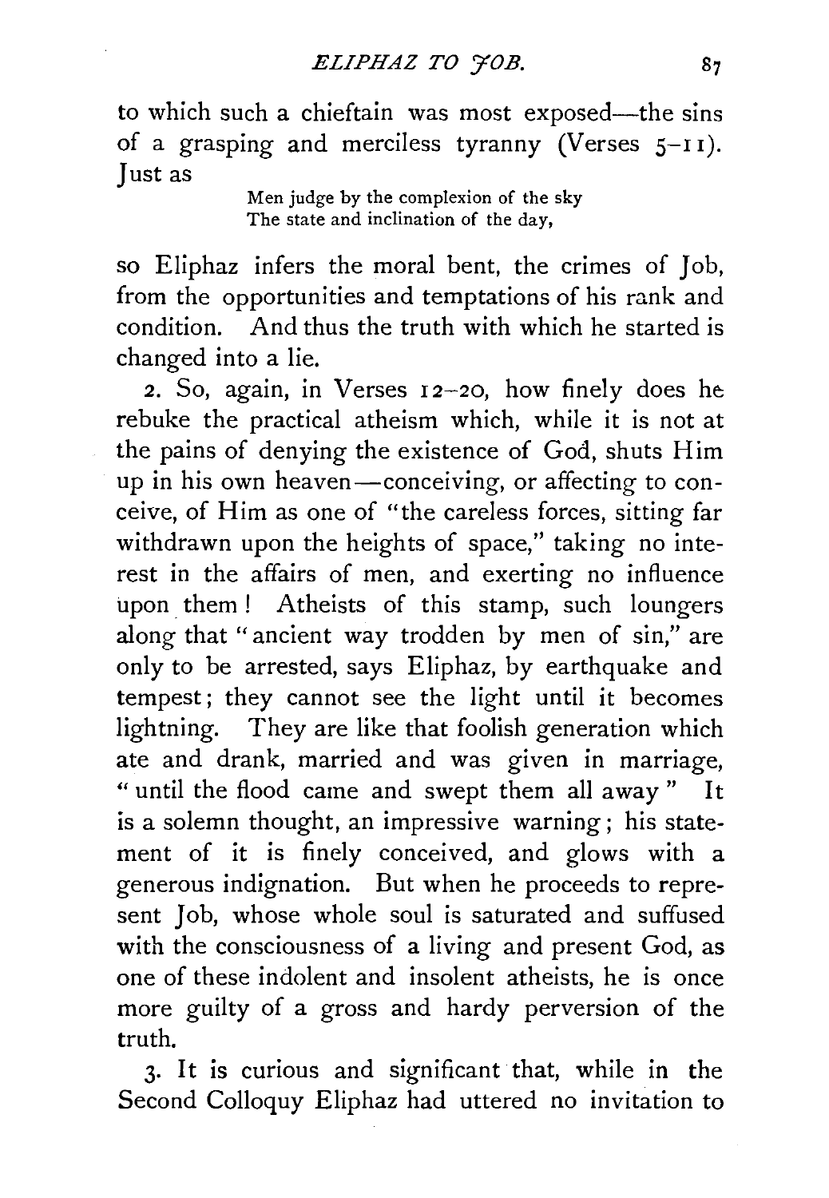to which such a chieftain was most exposed—the sins of a grasping and merciless tyranny (Verses 5–11). Just as

> Men judge by the complexion of the sky
> The state and inclination of the day,

so Eliphaz infers the moral bent, the crimes of Job, from the opportunities and temptations of his rank and condition. And thus the truth with which he started is changed into a lie.

2. So, again, in Verses 12–20, how finely does he rebuke the practical atheism which, while it is not at the pains of denying the existence of God, shuts Him up in his own heaven—conceiving, or affecting to conceive, of Him as one of "the careless forces, sitting far withdrawn upon the heights of space," taking no interest in the affairs of men, and exerting no influence upon them! Atheists of this stamp, such loungers along that "ancient way trodden by men of sin," are only to be arrested, says Eliphaz, by earthquake and tempest; they cannot see the light until it becomes lightning. They are like that foolish generation which ate and drank, married and was given in marriage, "until the flood came and swept them all away" It is a solemn thought, an impressive warning; his statement of it is finely conceived, and glows with a generous indignation. But when he proceeds to represent Job, whose whole soul is saturated and suffused with the consciousness of a living and present God, as one of these indolent and insolent atheists, he is once more guilty of a gross and hardy perversion of the truth.

3. It is curious and significant that, while in the Second Colloquy Eliphaz had uttered no invitation to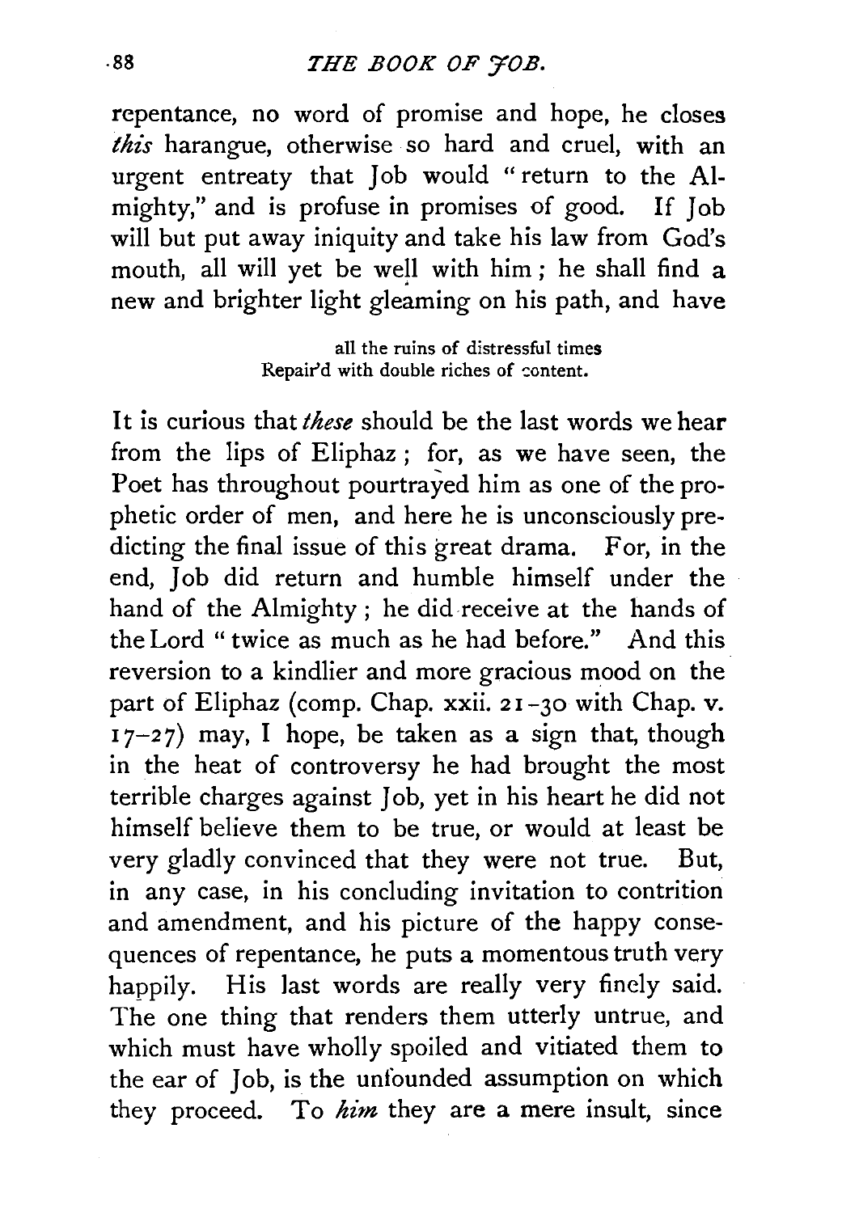repentance, no word of promise and hope, he closes *this* harangue, otherwise so hard and cruel, with an urgent entreaty that Job would "return to the Almighty," and is profuse in promises of good. If Job will but put away iniquity and take his law from God's mouth, all will yet be well with him; he shall find a new and brighter light gleaming on his path, and have

> all the ruins of distressful times
> Repair'd with double riches of content.

It is curious that *these* should be the last words we hear from the lips of Eliphaz; for, as we have seen, the Poet has throughout pourtrayed him as one of the prophetic order of men, and here he is unconsciously predicting the final issue of this great drama. For, in the end, Job did return and humble himself under the hand of the Almighty; he did receive at the hands of the Lord "twice as much as he had before." And this reversion to a kindlier and more gracious mood on the part of Eliphaz (comp. Chap. xxii. 21-30 with Chap. v. 17-27) may, I hope, be taken as a sign that, though in the heat of controversy he had brought the most terrible charges against Job, yet in his heart he did not himself believe them to be true, or would at least be very gladly convinced that they were not true. But, in any case, in his concluding invitation to contrition and amendment, and his picture of the happy consequences of repentance, he puts a momentous truth very happily. His last words are really very finely said. The one thing that renders them utterly untrue, and which must have wholly spoiled and vitiated them to the ear of Job, is the unfounded assumption on which they proceed. To *him* they are a mere insult, since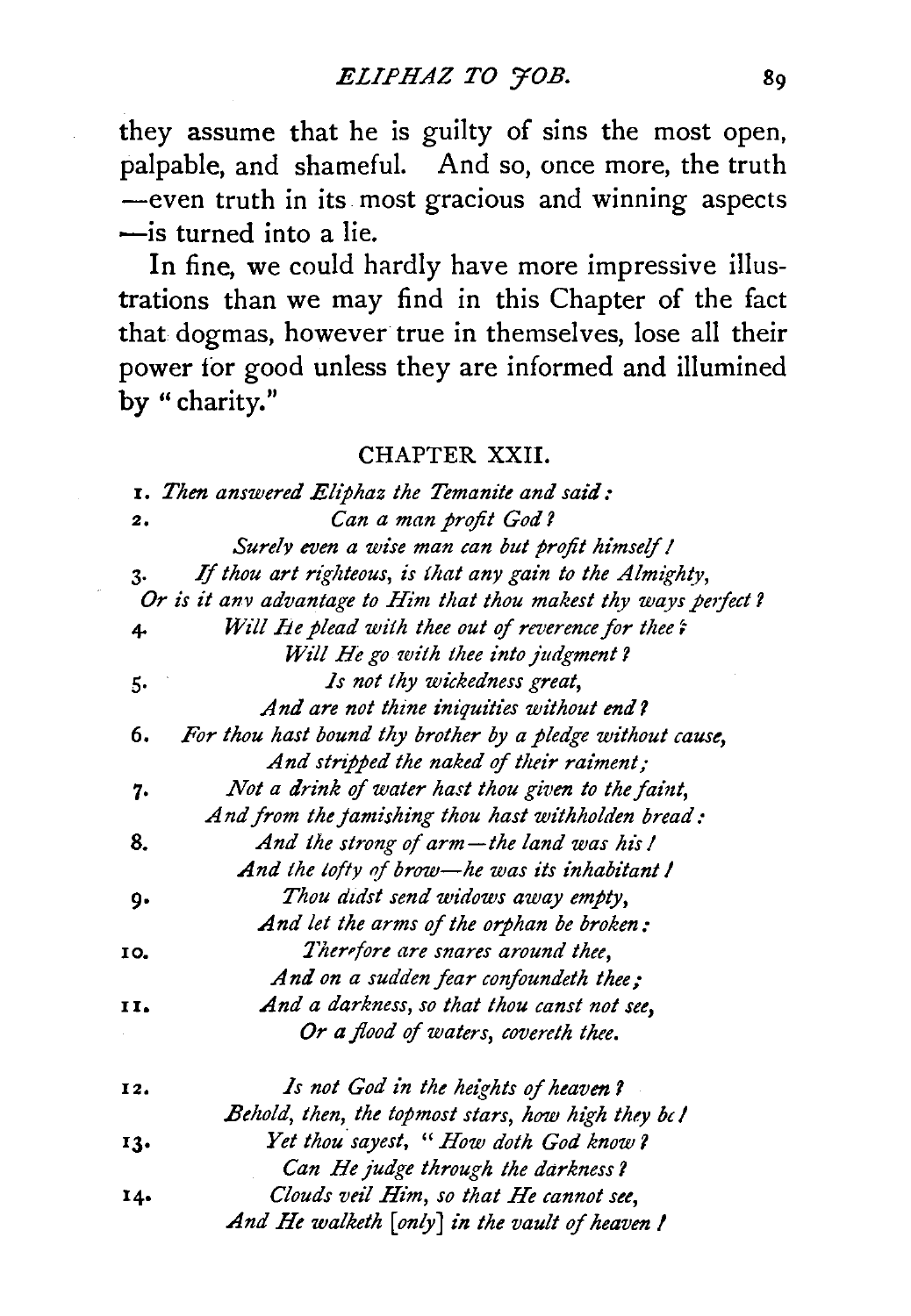they assume that he is guilty of sins the most open, palpable, and shameful. And so, once more, the truth —even truth in its most gracious and winning aspects —is turned into a lie.

In fine, we could hardly have more impressive illustrations than we may find in this Chapter of the fact that dogmas, however true in themselves, lose all their power for good unless they are informed and illumined by "charity."

## CHAPTER XXII.

1. *Then answered Eliphaz the Temanite and said:*

2. *Can a man profit God?*
*Surely even a wise man can but profit himself!*

3. *If thou art righteous, is that any gain to the Almighty,*
*Or is it any advantage to Him that thou makest thy ways perfect?*

4. *Will He plead with thee out of reverence for thee?*
*Will He go with thee into judgment?*

5. *Is not thy wickedness great,*
*And are not thine iniquities without end?*

6. *For thou hast bound thy brother by a pledge without cause,*
*And stripped the naked of their raiment;*

7. *Not a drink of water hast thou given to the faint,*
*And from the famishing thou hast withholden bread:*

8. *And the strong of arm—the land was his!*
*And the lofty of brow—he was its inhabitant!*

9. *Thou didst send widows away empty,*
*And let the arms of the orphan be broken:*

10. *Therefore are snares around thee,*
*And on a sudden fear confoundeth thee;*

11. *And a darkness, so that thou canst not see,*
*Or a flood of waters, covereth thee.*

12. *Is not God in the heights of heaven?*
*Behold, then, the topmost stars, how high they be!*

13. *Yet thou sayest, "How doth God know?*
*Can He judge through the darkness?*

14. *Clouds veil Him, so that He cannot see,*
*And He walketh [only] in the vault of heaven!*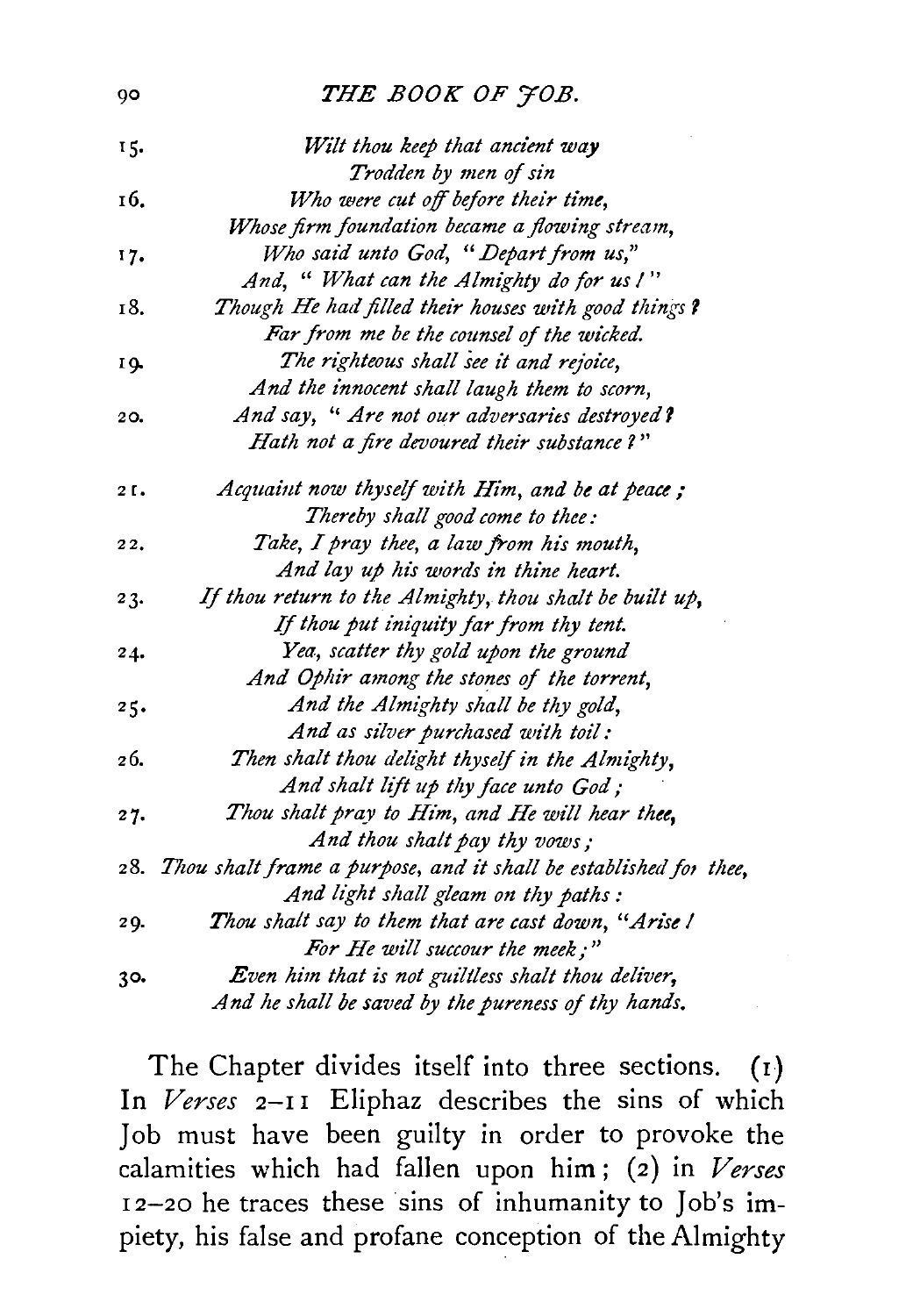15. *Wilt thou keep that ancient way*
*Trodden by men of sin*

16. *Who were cut off before their time,*
*Whose firm foundation became a flowing stream,*

17. *Who said unto God, "Depart from us,"*
*And, "What can the Almighty do for us!"*

18. *Though He had filled their houses with good things?*
*Far from me be the counsel of the wicked.*

19. *The righteous shall see it and rejoice,*
*And the innocent shall laugh them to scorn,*

20. *And say, "Are not our adversaries destroyed?*
*Hath not a fire devoured their substance?"*

21. *Acquaint now thyself with Him, and be at peace;*
*Thereby shall good come to thee:*

22. *Take, I pray thee, a law from his mouth,*
*And lay up his words in thine heart.*

23. *If thou return to the Almighty, thou shalt be built up,*
*If thou put iniquity far from thy tent.*

24. *Yea, scatter thy gold upon the ground*
*And Ophir among the stones of the torrent,*

25. *And the Almighty shall be thy gold,*
*And as silver purchased with toil:*

26. *Then shalt thou delight thyself in the Almighty,*
*And shalt lift up thy face unto God;*

27. *Thou shalt pray to Him, and He will hear thee,*
*And thou shalt pay thy vows;*

28. *Thou shalt frame a purpose, and it shall be established for thee,*
*And light shall gleam on thy paths:*

29. *Thou shalt say to them that are cast down, "Arise!*
*For He will succour the meek;"*

30. *Even him that is not guiltless shalt thou deliver,*
*And he shall be saved by the pureness of thy hands.*

The Chapter divides itself into three sections. (1) In *Verses* 2–11 Eliphaz describes the sins of which Job must have been guilty in order to provoke the calamities which had fallen upon him; (2) in *Verses* 12–20 he traces these sins of inhumanity to Job's impiety, his false and profane conception of the Almighty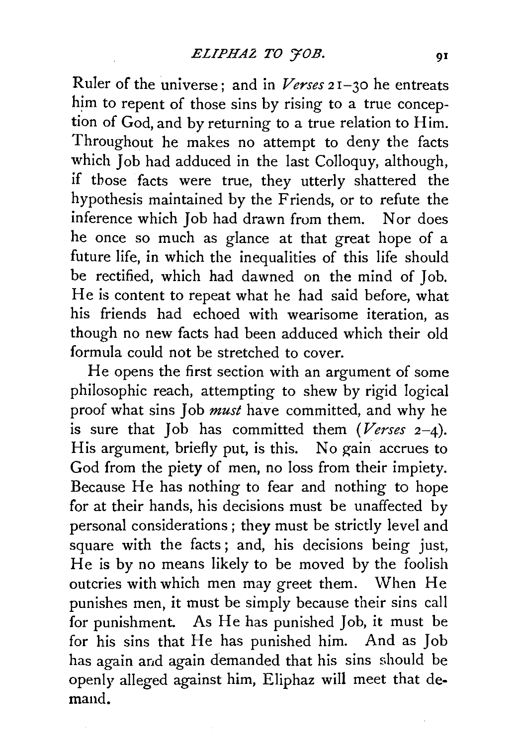Ruler of the universe; and in *Verses* 21–30 he entreats him to repent of those sins by rising to a true conception of God, and by returning to a true relation to Him. Throughout he makes no attempt to deny the facts which Job had adduced in the last Colloquy, although, if those facts were true, they utterly shattered the hypothesis maintained by the Friends, or to refute the inference which Job had drawn from them. Nor does he once so much as glance at that great hope of a future life, in which the inequalities of this life should be rectified, which had dawned on the mind of Job. He is content to repeat what he had said before, what his friends had echoed with wearisome iteration, as though no new facts had been adduced which their old formula could not be stretched to cover.

He opens the first section with an argument of some philosophic reach, attempting to shew by rigid logical proof what sins Job *must* have committed, and why he is sure that Job has committed them (*Verses* 2–4). His argument, briefly put, is this. No gain accrues to God from the piety of men, no loss from their impiety. Because He has nothing to fear and nothing to hope for at their hands, his decisions must be unaffected by personal considerations; they must be strictly level and square with the facts; and, his decisions being just, He is by no means likely to be moved by the foolish outcries with which men may greet them. When He punishes men, it must be simply because their sins call for punishment. As He has punished Job, it must be for his sins that He has punished him. And as Job has again and again demanded that his sins should be openly alleged against him, Eliphaz will meet that demand.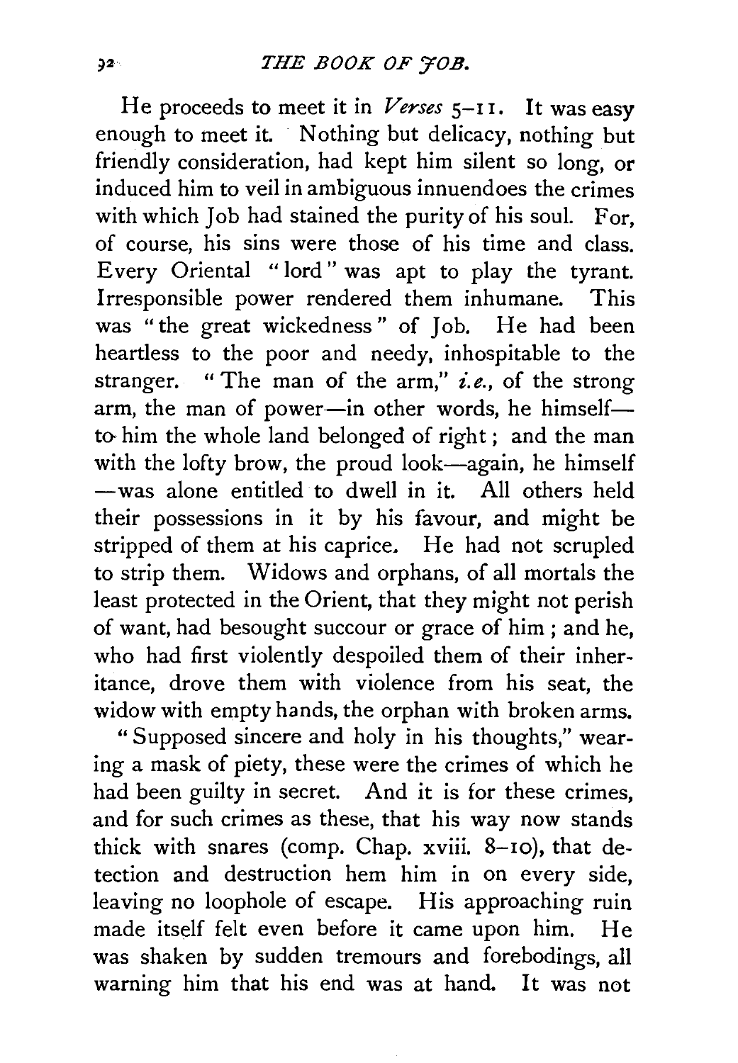He proceeds to meet it in *Verses* 5–11. It was easy enough to meet it. Nothing but delicacy, nothing but friendly consideration, had kept him silent so long, or induced him to veil in ambiguous innuendoes the crimes with which Job had stained the purity of his soul. For, of course, his sins were those of his time and class. Every Oriental "lord" was apt to play the tyrant. Irresponsible power rendered them inhumane. This was "the great wickedness" of Job. He had been heartless to the poor and needy, inhospitable to the stranger. "The man of the arm," *i.e.*, of the strong arm, the man of power—in other words, he himself—to him the whole land belonged of right; and the man with the lofty brow, the proud look—again, he himself—was alone entitled to dwell in it. All others held their possessions in it by his favour, and might be stripped of them at his caprice. He had not scrupled to strip them. Widows and orphans, of all mortals the least protected in the Orient, that they might not perish of want, had besought succour or grace of him; and he, who had first violently despoiled them of their inheritance, drove them with violence from his seat, the widow with empty hands, the orphan with broken arms.

"Supposed sincere and holy in his thoughts," wearing a mask of piety, these were the crimes of which he had been guilty in secret. And it is for these crimes, and for such crimes as these, that his way now stands thick with snares (comp. Chap. xviii. 8–10), that detection and destruction hem him in on every side, leaving no loophole of escape. His approaching ruin made itself felt even before it came upon him. He was shaken by sudden tremours and forebodings, all warning him that his end was at hand. It was not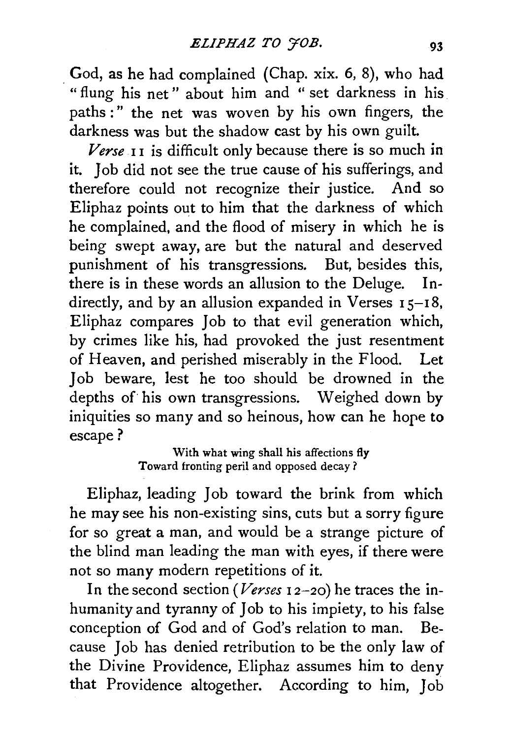God, as he had complained (Chap. xix. 6, 8), who had "flung his net" about him and "set darkness in his paths:" the net was woven by his own fingers, the darkness was but the shadow cast by his own guilt.

*Verse* 11 is difficult only because there is so much in it. Job did not see the true cause of his sufferings, and therefore could not recognize their justice. And so Eliphaz points out to him that the darkness of which he complained, and the flood of misery in which he is being swept away, are but the natural and deserved punishment of his transgressions. But, besides this, there is in these words an allusion to the Deluge. Indirectly, and by an allusion expanded in Verses 15–18, Eliphaz compares Job to that evil generation which, by crimes like his, had provoked the just resentment of Heaven, and perished miserably in the Flood. Let Job beware, lest he too should be drowned in the depths of his own transgressions. Weighed down by iniquities so many and so heinous, how can he hope to escape?

> With what wing shall his affections fly
> Toward fronting peril and opposed decay?

Eliphaz, leading Job toward the brink from which he may see his non-existing sins, cuts but a sorry figure for so great a man, and would be a strange picture of the blind man leading the man with eyes, if there were not so many modern repetitions of it.

In the second section (*Verses* 12–20) he traces the inhumanity and tyranny of Job to his impiety, to his false conception of God and of God's relation to man. Because Job has denied retribution to be the only law of the Divine Providence, Eliphaz assumes him to deny that Providence altogether. According to him, Job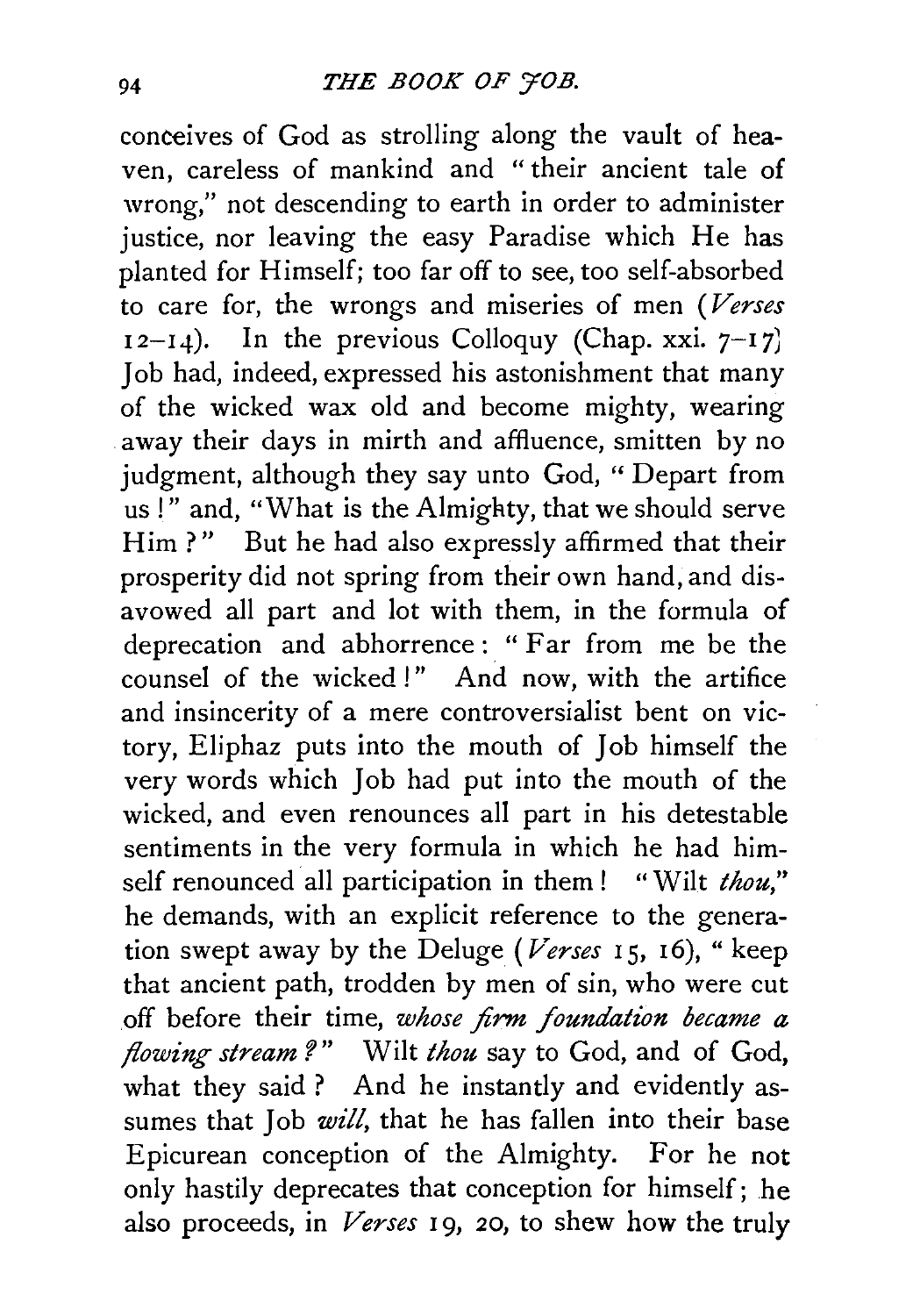conceives of God as strolling along the vault of heaven, careless of mankind and "their ancient tale of wrong," not descending to earth in order to administer justice, nor leaving the easy Paradise which He has planted for Himself; too far off to see, too self-absorbed to care for, the wrongs and miseries of men (*Verses* 12–14). In the previous Colloquy (Chap. xxi. 7–17) Job had, indeed, expressed his astonishment that many of the wicked wax old and become mighty, wearing away their days in mirth and affluence, smitten by no judgment, although they say unto God, "Depart from us!" and, "What is the Almighty, that we should serve Him?" But he had also expressly affirmed that their prosperity did not spring from their own hand, and disavowed all part and lot with them, in the formula of deprecation and abhorrence: "Far from me be the counsel of the wicked!" And now, with the artifice and insincerity of a mere controversialist bent on victory, Eliphaz puts into the mouth of Job himself the very words which Job had put into the mouth of the wicked, and even renounces all part in his detestable sentiments in the very formula in which he had himself renounced all participation in them! "Wilt *thou*," he demands, with an explicit reference to the generation swept away by the Deluge (*Verses* 15, 16), "keep that ancient path, trodden by men of sin, who were cut off before their time, *whose firm foundation became a flowing stream?*" Wilt *thou* say to God, and of God, what they said? And he instantly and evidently assumes that Job *will*, that he has fallen into their base Epicurean conception of the Almighty. For he not only hastily deprecates that conception for himself; he also proceeds, in *Verses* 19, 20, to shew how the truly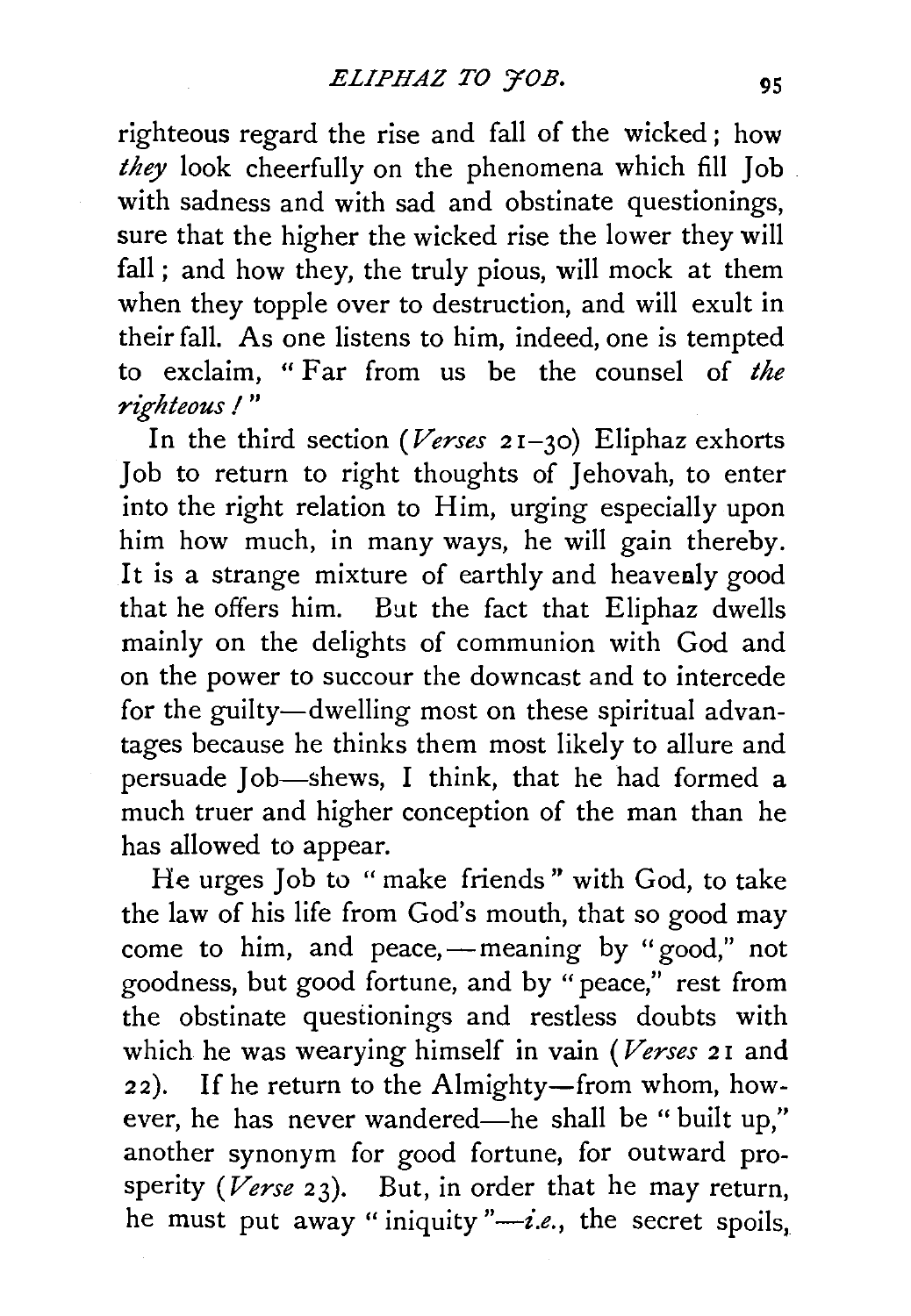righteous regard the rise and fall of the wicked; how *they* look cheerfully on the phenomena which fill Job with sadness and with sad and obstinate questionings, sure that the higher the wicked rise the lower they will fall; and how they, the truly pious, will mock at them when they topple over to destruction, and will exult in their fall. As one listens to him, indeed, one is tempted to exclaim, "Far from us be the counsel of *the righteous!*"

In the third section (*Verses* 21–30) Eliphaz exhorts Job to return to right thoughts of Jehovah, to enter into the right relation to Him, urging especially upon him how much, in many ways, he will gain thereby. It is a strange mixture of earthly and heavenly good that he offers him. But the fact that Eliphaz dwells mainly on the delights of communion with God and on the power to succour the downcast and to intercede for the guilty—dwelling most on these spiritual advantages because he thinks them most likely to allure and persuade Job—shews, I think, that he had formed a much truer and higher conception of the man than he has allowed to appear.

He urges Job to "make friends" with God, to take the law of his life from God's mouth, that so good may come to him, and peace,—meaning by "good," not goodness, but good fortune, and by "peace," rest from the obstinate questionings and restless doubts with which he was wearying himself in vain (*Verses* 21 and 22). If he return to the Almighty—from whom, however, he has never wandered—he shall be "built up," another synonym for good fortune, for outward prosperity (*Verse* 23). But, in order that he may return, he must put away "iniquity"—*i.e.*, the secret spoils,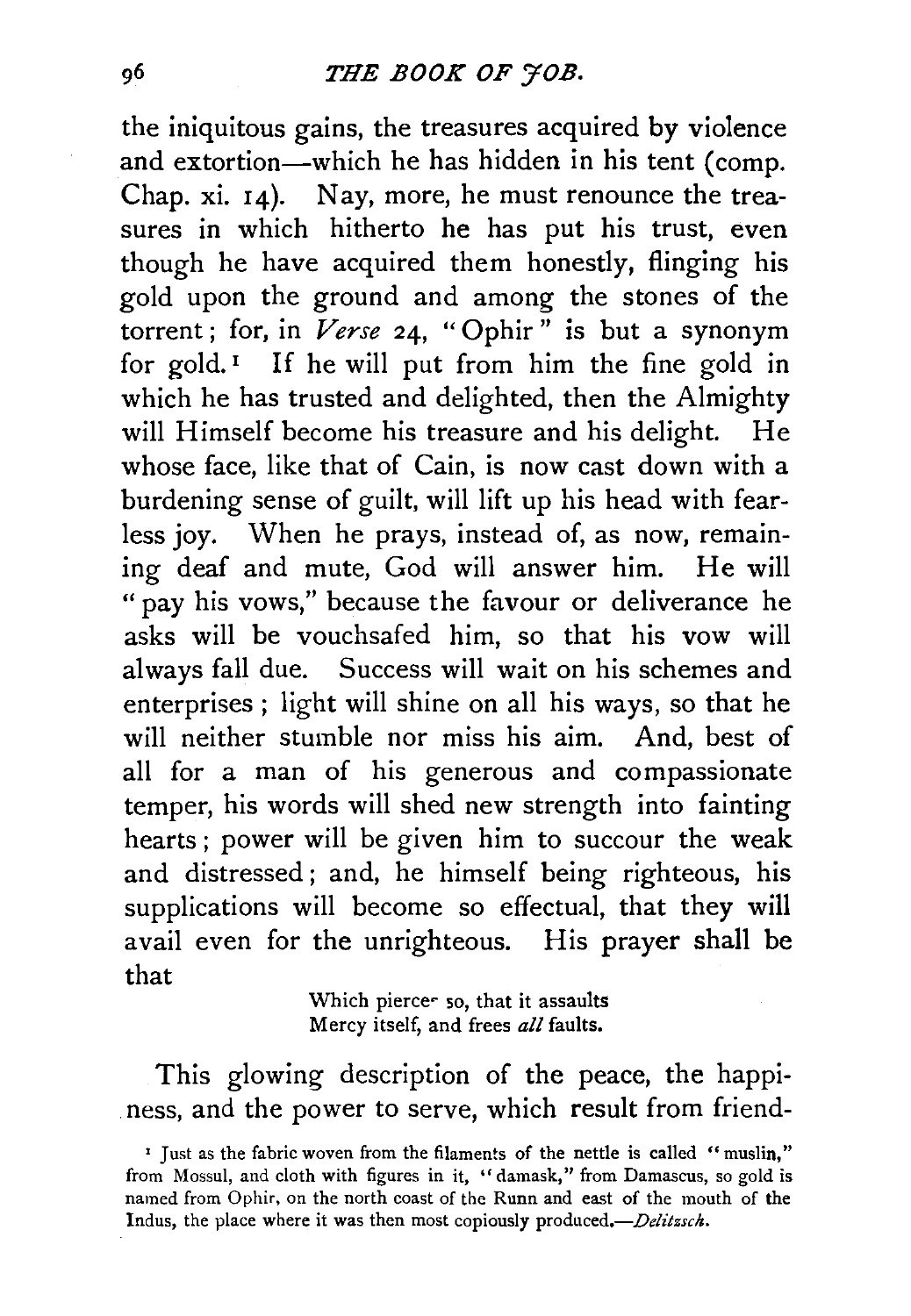the iniquitous gains, the treasures acquired by violence and extortion—which he has hidden in his tent (comp. Chap. xi. 14). Nay, more, he must renounce the treasures in which hitherto he has put his trust, even though he have acquired them honestly, flinging his gold upon the ground and among the stones of the torrent; for, in *Verse* 24, "Ophir" is but a synonym for gold.[1] If he will put from him the fine gold in which he has trusted and delighted, then the Almighty will Himself become his treasure and his delight. He whose face, like that of Cain, is now cast down with a burdening sense of guilt, will lift up his head with fearless joy. When he prays, instead of, as now, remaining deaf and mute, God will answer him. He will "pay his vows," because the favour or deliverance he asks will be vouchsafed him, so that his vow will always fall due. Success will wait on his schemes and enterprises; light will shine on all his ways, so that he will neither stumble nor miss his aim. And, best of all for a man of his generous and compassionate temper, his words will shed new strength into fainting hearts; power will be given him to succour the weak and distressed; and, he himself being righteous, his supplications will become so effectual, that they will avail even for the unrighteous. His prayer shall be that

> Which pierces so, that it assaults
> Mercy itself, and frees *all* faults.

This glowing description of the peace, the happiness, and the power to serve, which result from friend-

[1] Just as the fabric woven from the filaments of the nettle is called "muslin," from Mossul, and cloth with figures in it, "damask," from Damascus, so gold is named from Ophir, on the north coast of the Runn and east of the mouth of the Indus, the place where it was then most copiously produced.—*Delitzsch.*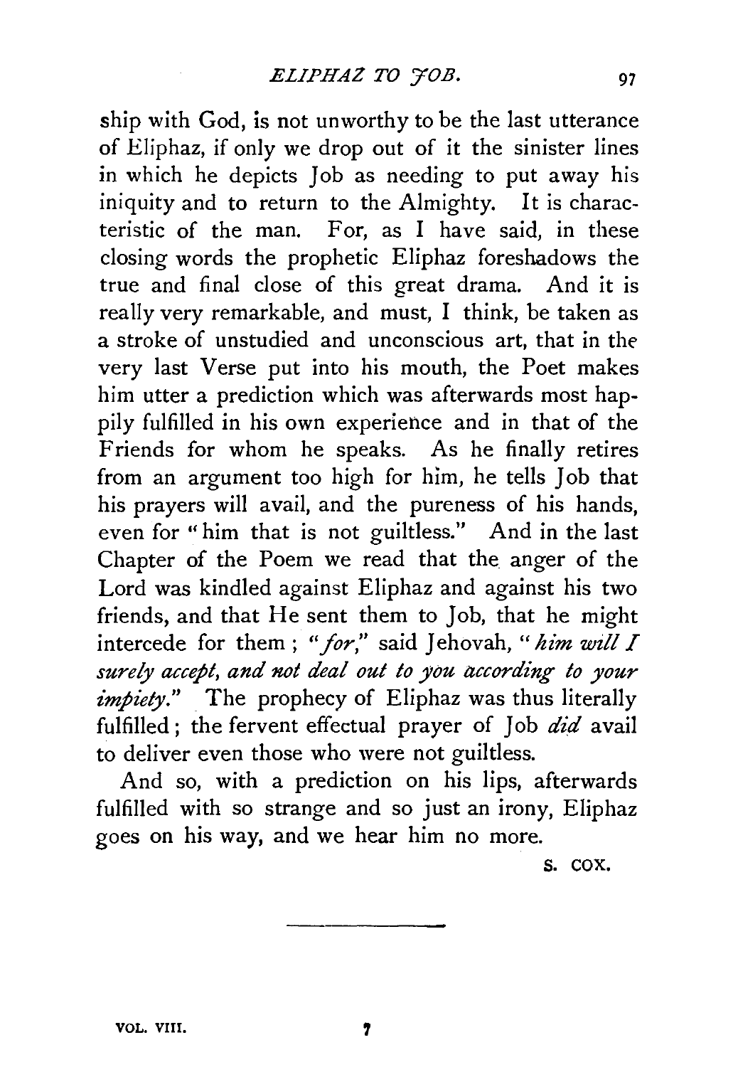ship with God, is not unworthy to be the last utterance of Eliphaz, if only we drop out of it the sinister lines in which he depicts Job as needing to put away his iniquity and to return to the Almighty. It is characteristic of the man. For, as I have said, in these closing words the prophetic Eliphaz foreshadows the true and final close of this great drama. And it is really very remarkable, and must, I think, be taken as a stroke of unstudied and unconscious art, that in the very last Verse put into his mouth, the Poet makes him utter a prediction which was afterwards most happily fulfilled in his own experience and in that of the Friends for whom he speaks. As he finally retires from an argument too high for him, he tells Job that his prayers will avail, and the pureness of his hands, even for "him that is not guiltless." And in the last Chapter of the Poem we read that the anger of the Lord was kindled against Eliphaz and against his two friends, and that He sent them to Job, that he might intercede for them; "*for*," said Jehovah, "*him will I surely accept, and not deal out to you according to your impiety.*" The prophecy of Eliphaz was thus literally fulfilled; the fervent effectual prayer of Job *did* avail to deliver even those who were not guiltless.

And so, with a prediction on his lips, afterwards fulfilled with so strange and so just an irony, Eliphaz goes on his way, and we hear him no more.

S. COX.